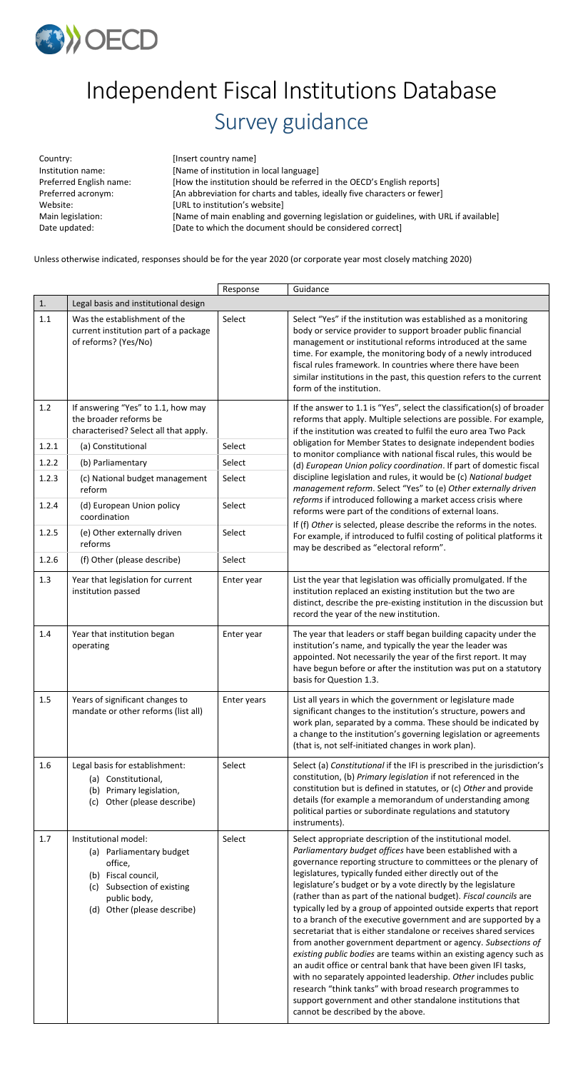# Independent Fiscal Institutions Database

## Survey guidance

Country: [Insert country name]
Institution name: [Name of institution in local language]
Preferred English name: [How the institution should be referred in the OECD's English reports]
Preferred acronym: [An abbreviation for charts and tables, ideally five characters or fewer]
Website: [URL to institution's website]
Main legislation: [Name of main enabling and governing legislation or guidelines, with URL if available]
Date updated: [Date to which the document should be considered correct]

Unless otherwise indicated, responses should be for the year 2020 (or corporate year most closely matching 2020)

| | | Response | Guidance |
|---|---|---|---|
| 1. | Legal basis and institutional design | | |
| 1.1 | Was the establishment of the current institution part of a package of reforms? (Yes/No) | Select | Select "Yes" if the institution was established as a monitoring body or service provider to support broader public financial management or institutional reforms introduced at the same time. For example, the monitoring body of a newly introduced fiscal rules framework. In countries where there have been similar institutions in the past, this question refers to the current form of the institution. |
| 1.2 | If answering "Yes" to 1.1, how may the broader reforms be characterised? Select all that apply. | | If the answer to 1.1 is "Yes", select the classification(s) of broader reforms that apply. Multiple selections are possible. For example, if the institution was created to fulfil the euro area Two Pack obligation for Member States to designate independent bodies to monitor compliance with national fiscal rules, this would be (d) *European Union policy coordination*. If part of domestic fiscal discipline legislation and rules, it would be (c) *National budget management reform*. Select "Yes" for (e) *Other externally driven reforms* if introduced following a market access crisis where reforms were part of the conditions of external loans. If (f) *Other* is selected, please describe the reforms in the notes. For example, if introduced to fulfil costing of political platforms it may be described as "electoral reform". |
| 1.2.1 | (a) Constitutional | Select | |
| 1.2.2 | (b) Parliamentary | Select | |
| 1.2.3 | (c) National budget management reform | Select | |
| 1.2.4 | (d) European Union policy coordination | Select | |
| 1.2.5 | (e) Other externally driven reforms | Select | |
| 1.2.6 | (f) Other (please describe) | Select | |
| 1.3 | Year that legislation for current institution passed | Enter year | List the year that legislation was officially promulgated. If the institution replaced an existing institution but the two are distinct, describe the pre-existing institution in the discussion but record the year of the new institution. |
| 1.4 | Year that institution began operating | Enter year | The year that leaders or staff began building capacity under the institution's name, and typically the year the leader was appointed. Not necessarily the year of the first report. It may have begun before or after the institution was put on a statutory basis for Question 1.3. |
| 1.5 | Years of significant changes to mandate or other reforms (list all) | Enter years | List all years in which the government or legislature made significant changes to the institution's structure, powers and work plan, separated by a comma. These should be indicated by a change to the institution's governing legislation or agreements (that is, not self-initiated changes in work plan). |
| 1.6 | Legal basis for establishment: (a) Constitutional, (b) Primary legislation, (c) Other (please describe) | Select | Select (a) *Constitutional* if the IFI is prescribed in the jurisdiction's constitution, (b) *Primary legislation* if not referenced in the constitution but is defined in statutes, or (c) *Other* and provide details (for example a memorandum of understanding among political parties or subordinate regulations and statutory instruments). |
| 1.7 | Institutional model: (a) Parliamentary budget office, (b) Fiscal council, (c) Subsection of existing public body, (d) Other (please describe) | Select | Select appropriate description of the institutional model. *Parliamentary budget offices* have been established with a governance reporting structure to committees or the plenary of legislatures, typically funded either directly out of the legislature's budget or by a vote directly by the legislature (rather than as part of the national budget). *Fiscal councils* are typically led by a group of appointed outside experts that report to a branch of the executive government and are supported by a secretariat that is either standalone or receives shared services from another government department or agency. *Subsections of existing public bodies* are teams within an existing agency such as an audit office or central bank that have been given IFI tasks, with no separately appointed leadership. *Other* includes public research "think tanks" with broad research programmes to support government and other standalone institutions that cannot be described by the above. |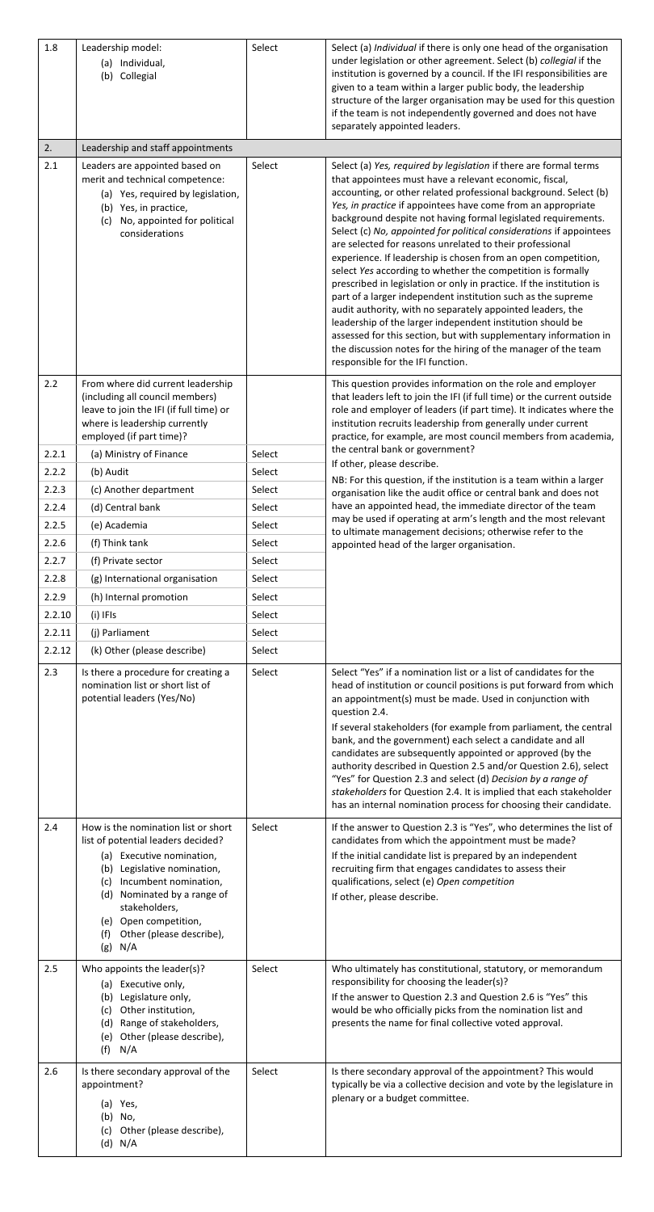| | | | |
|---|---|---|---|
| 1.8 | Leadership model:<br>(a) Individual,<br>(b) Collegial | Select | Select (a) *Individual* if there is only one head of the organisation under legislation or other agreement. Select (b) *collegial* if the institution is governed by a council. If the IFI responsibilities are given to a team within a larger public body, the leadership structure of the larger organisation may be used for this question if the team is not independently governed and does not have separately appointed leaders. |
| 2. | Leadership and staff appointments | | |
| 2.1 | Leaders are appointed based on merit and technical competence:<br>(a) Yes, required by legislation,<br>(b) Yes, in practice,<br>(c) No, appointed for political considerations | Select | Select (a) *Yes, required by legislation* if there are formal terms that appointees must have a relevant economic, fiscal, accounting, or other related professional background. Select (b) *Yes, in practice* if appointees have come from an appropriate background despite not having formal legislated requirements. Select (c) *No, appointed for political considerations* if appointees are selected for reasons unrelated to their professional experience. If leadership is chosen from an open competition, select *Yes* according to whether the competition is formally prescribed in legislation or only in practice. If the institution is part of a larger independent institution such as the supreme audit authority, with no separately appointed leaders, the leadership of the larger independent institution should be assessed for this section, but with supplementary information in the discussion notes for the hiring of the manager of the team responsible for the IFI function. |
| 2.2 | From where did current leadership (including all council members) leave to join the IFI (if full time) or where is leadership currently employed (if part time)? | | This question provides information on the role and employer that leaders left to join the IFI (if full time) or the current outside role and employer of leaders (if part time). It indicates where the institution recruits leadership from generally under current practice, for example, are most council members from academia, the central bank or government?<br>If other, please describe.<br>NB: For this question, if the institution is a team within a larger organisation like the audit office or central bank and does not have an appointed head, the immediate director of the team may be used if operating at arm's length and the most relevant to ultimate management decisions; otherwise refer to the appointed head of the larger organisation. |
| 2.2.1 | (a) Ministry of Finance | Select | |
| 2.2.2 | (b) Audit | Select | |
| 2.2.3 | (c) Another department | Select | |
| 2.2.4 | (d) Central bank | Select | |
| 2.2.5 | (e) Academia | Select | |
| 2.2.6 | (f) Think tank | Select | |
| 2.2.7 | (f) Private sector | Select | |
| 2.2.8 | (g) International organisation | Select | |
| 2.2.9 | (h) Internal promotion | Select | |
| 2.2.10 | (i) IFIs | Select | |
| 2.2.11 | (j) Parliament | Select | |
| 2.2.12 | (k) Other (please describe) | Select | |
| 2.3 | Is there a procedure for creating a nomination list or short list of potential leaders (Yes/No) | Select | Select "Yes" if a nomination list or a list of candidates for the head of institution or council positions is put forward from which an appointment(s) must be made. Used in conjunction with question 2.4.<br>If several stakeholders (for example from parliament, the central bank, and the government) each select a candidate and all candidates are subsequently appointed or approved (by the authority described in Question 2.5 and/or Question 2.6), select "Yes" for Question 2.3 and select (d) *Decision by a range of stakeholders* for Question 2.4. It is implied that each stakeholder has an internal nomination process for choosing their candidate. |
| 2.4 | How is the nomination list or short list of potential leaders decided?<br>(a) Executive nomination,<br>(b) Legislative nomination,<br>(c) Incumbent nomination,<br>(d) Nominated by a range of stakeholders,<br>(e) Open competition,<br>(f) Other (please describe),<br>(g) N/A | Select | If the answer to Question 2.3 is "Yes", who determines the list of candidates from which the appointment must be made?<br>If the initial candidate list is prepared by an independent recruiting firm that engages candidates to assess their qualifications, select (e) *Open competition*<br>If other, please describe. |
| 2.5 | Who appoints the leader(s)?<br>(a) Executive only,<br>(b) Legislature only,<br>(c) Other institution,<br>(d) Range of stakeholders,<br>(e) Other (please describe),<br>(f) N/A | Select | Who ultimately has constitutional, statutory, or memorandum responsibility for choosing the leader(s)?<br>If the answer to Question 2.3 and Question 2.6 is "Yes" this would be who officially picks from the nomination list and presents the name for final collective voted approval. |
| 2.6 | Is there secondary approval of the appointment?<br>(a) Yes,<br>(b) No,<br>(c) Other (please describe),<br>(d) N/A | Select | Is there secondary approval of the appointment? This would typically be via a collective decision and vote by the legislature in plenary or a budget committee. |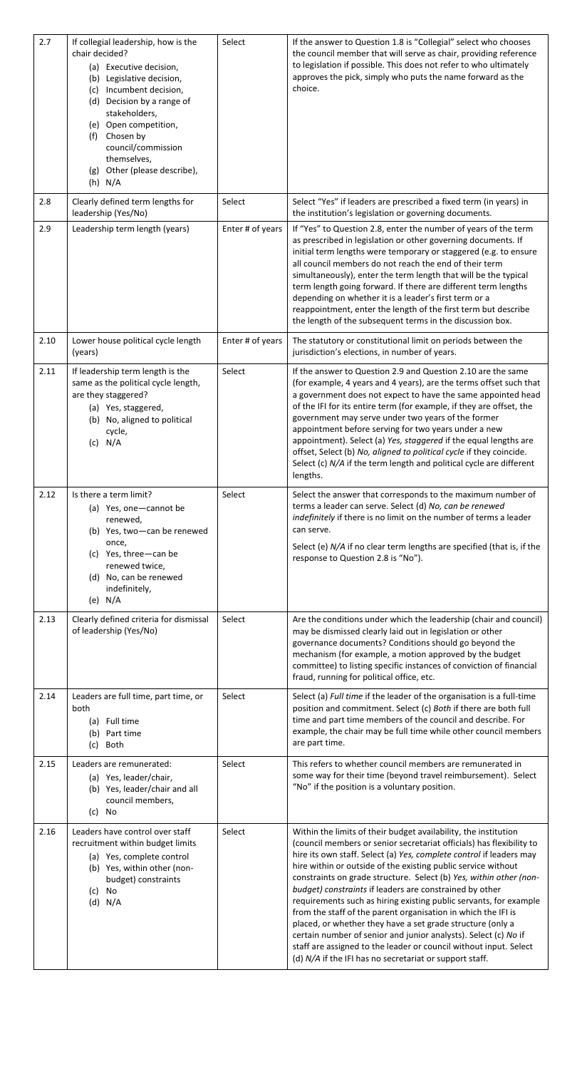| 2.7 | If collegial leadership, how is the chair decided?<br>(a) Executive decision,<br>(b) Legislative decision,<br>(c) Incumbent decision,<br>(d) Decision by a range of stakeholders,<br>(e) Open competition,<br>(f) Chosen by council/commission themselves,<br>(g) Other (please describe),<br>(h) N/A | Select | If the answer to Question 1.8 is "Collegial" select who chooses the council member that will serve as chair, providing reference to legislation if possible. This does not refer to who ultimately approves the pick, simply who puts the name forward as the choice. |
|---|---|---|---|
| 2.8 | Clearly defined term lengths for leadership (Yes/No) | Select | Select "Yes" if leaders are prescribed a fixed term (in years) in the institution's legislation or governing documents. |
| 2.9 | Leadership term length (years) | Enter # of years | If "Yes" to Question 2.8, enter the number of years of the term as prescribed in legislation or other governing documents. If initial term lengths were temporary or staggered (e.g. to ensure all council members do not reach the end of their term simultaneously), enter the term length that will be the typical term length going forward. If there are different term lengths depending on whether it is a leader's first term or a reappointment, enter the length of the first term but describe the length of the subsequent terms in the discussion box. |
| 2.10 | Lower house political cycle length (years) | Enter # of years | The statutory or constitutional limit on periods between the jurisdiction's elections, in number of years. |
| 2.11 | If leadership term length is the same as the political cycle length, are they staggered?<br>(a) Yes, staggered,<br>(b) No, aligned to political cycle,<br>(c) N/A | Select | If the answer to Question 2.9 and Question 2.10 are the same (for example, 4 years and 4 years), are the terms offset such that a government does not expect to have the same appointed head of the IFI for its entire term (for example, if they are offset, the government may serve under two years of the former appointment before serving for two years under a new appointment). Select (a) *Yes, staggered* if the equal lengths are offset, Select (b) *No, aligned to political cycle* if they coincide. Select (c) *N/A* if the term length and political cycle are different lengths. |
| 2.12 | Is there a term limit?<br>(a) Yes, one—cannot be renewed,<br>(b) Yes, two—can be renewed once,<br>(c) Yes, three—can be renewed twice,<br>(d) No, can be renewed indefinitely,<br>(e) N/A | Select | Select the answer that corresponds to the maximum number of terms a leader can serve. Select (d) *No, can be renewed indefinitely* if there is no limit on the number of terms a leader can serve.<br><br>Select (e) *N/A* if no clear term lengths are specified (that is, if the response to Question 2.8 is "No"). |
| 2.13 | Clearly defined criteria for dismissal of leadership (Yes/No) | Select | Are the conditions under which the leadership (chair and council) may be dismissed clearly laid out in legislation or other governance documents? Conditions should go beyond the mechanism (for example, a motion approved by the budget committee) to listing specific instances of conviction of financial fraud, running for political office, etc. |
| 2.14 | Leaders are full time, part time, or both<br>(a) Full time<br>(b) Part time<br>(c) Both | Select | Select (a) *Full time* if the leader of the organisation is a full-time position and commitment. Select (c) *Both* if there are both full time and part time members of the council and describe. For example, the chair may be full time while other council members are part time. |
| 2.15 | Leaders are remunerated:<br>(a) Yes, leader/chair,<br>(b) Yes, leader/chair and all council members,<br>(c) No | Select | This refers to whether council members are remunerated in some way for their time (beyond travel reimbursement). Select "No" if the position is a voluntary position. |
| 2.16 | Leaders have control over staff recruitment within budget limits<br>(a) Yes, complete control<br>(b) Yes, within other (non-budget) constraints<br>(c) No<br>(d) N/A | Select | Within the limits of their budget availability, the institution (council members or senior secretariat officials) has flexibility to hire its own staff. Select (a) *Yes, complete control* if leaders may hire within or outside of the existing public service without constraints on grade structure. Select (b) *Yes, within other (non-budget) constraints* if leaders are constrained by other requirements such as hiring existing public servants, for example from the staff of the parent organisation in which the IFI is placed, or whether they have a set grade structure (only a certain number of senior and junior analysts). Select (c) *No* if staff are assigned to the leader or council without input. Select (d) *N/A* if the IFI has no secretariat or support staff. |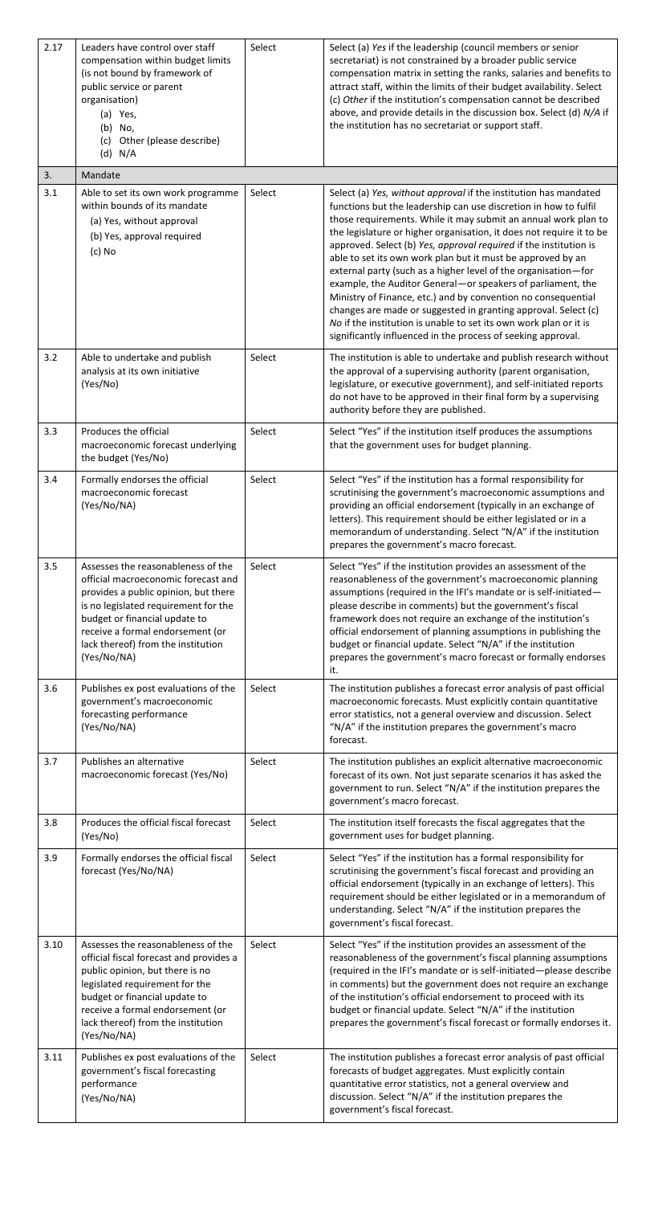| | | | |
|---|---|---|---|
| 2.17 | Leaders have control over staff compensation within budget limits (is not bound by framework of public service or parent organisation)<br>(a) Yes,<br>(b) No,<br>(c) Other (please describe)<br>(d) N/A | Select | Select (a) *Yes* if the leadership (council members or senior secretariat) is not constrained by a broader public service compensation matrix in setting the ranks, salaries and benefits to attract staff, within the limits of their budget availability. Select (c) *Other* if the institution's compensation cannot be described above, and provide details in the discussion box. Select (d) *N/A* if the institution has no secretariat or support staff. |
| 3. | Mandate | | |
| 3.1 | Able to set its own work programme within bounds of its mandate<br>(a) Yes, without approval<br>(b) Yes, approval required<br>(c) No | Select | Select (a) *Yes, without approval* if the institution has mandated functions but the leadership can use discretion in how to fulfil those requirements. While it may submit an annual work plan to the legislature or higher organisation, it does not require it to be approved. Select (b) *Yes, approval required* if the institution is able to set its own work plan but it must be approved by an external party (such as a higher level of the organisation—for example, the Auditor General—or speakers of parliament, the Ministry of Finance, etc.) and by convention no consequential changes are made or suggested in granting approval. Select (c) *No* if the institution is unable to set its own work plan or it is significantly influenced in the process of seeking approval. |
| 3.2 | Able to undertake and publish analysis at its own initiative (Yes/No) | Select | The institution is able to undertake and publish research without the approval of a supervising authority (parent organisation, legislature, or executive government), and self-initiated reports do not have to be approved in their final form by a supervising authority before they are published. |
| 3.3 | Produces the official macroeconomic forecast underlying the budget (Yes/No) | Select | Select "Yes" if the institution itself produces the assumptions that the government uses for budget planning. |
| 3.4 | Formally endorses the official macroeconomic forecast (Yes/No/NA) | Select | Select "Yes" if the institution has a formal responsibility for scrutinising the government's macroeconomic assumptions and providing an official endorsement (typically in an exchange of letters). This requirement should be either legislated or in a memorandum of understanding. Select "N/A" if the institution prepares the government's macro forecast. |
| 3.5 | Assesses the reasonableness of the official macroeconomic forecast and provides a public opinion, but there is no legislated requirement for the budget or financial update to receive a formal endorsement (or lack thereof) from the institution (Yes/No/NA) | Select | Select "Yes" if the institution provides an assessment of the reasonableness of the government's macroeconomic planning assumptions (required in the IFI's mandate or is self-initiated—please describe in comments) but the government's fiscal framework does not require an exchange of the institution's official endorsement of planning assumptions in publishing the budget or financial update. Select "N/A" if the institution prepares the government's macro forecast or formally endorses it. |
| 3.6 | Publishes ex post evaluations of the government's macroeconomic forecasting performance (Yes/No/NA) | Select | The institution publishes a forecast error analysis of past official macroeconomic forecasts. Must explicitly contain quantitative error statistics, not a general overview and discussion. Select "N/A" if the institution prepares the government's macro forecast. |
| 3.7 | Publishes an alternative macroeconomic forecast (Yes/No) | Select | The institution publishes an explicit alternative macroeconomic forecast of its own. Not just separate scenarios it has asked the government to run. Select "N/A" if the institution prepares the government's macro forecast. |
| 3.8 | Produces the official fiscal forecast (Yes/No) | Select | The institution itself forecasts the fiscal aggregates that the government uses for budget planning. |
| 3.9 | Formally endorses the official fiscal forecast (Yes/No/NA) | Select | Select "Yes" if the institution has a formal responsibility for scrutinising the government's fiscal forecast and providing an official endorsement (typically in an exchange of letters). This requirement should be either legislated or in a memorandum of understanding. Select "N/A" if the institution prepares the government's fiscal forecast. |
| 3.10 | Assesses the reasonableness of the official fiscal forecast and provides a public opinion, but there is no legislated requirement for the budget or financial update to receive a formal endorsement (or lack thereof) from the institution (Yes/No/NA) | Select | Select "Yes" if the institution provides an assessment of the reasonableness of the government's fiscal planning assumptions (required in the IFI's mandate or is self-initiated—please describe in comments) but the government does not require an exchange of the institution's official endorsement to proceed with its budget or financial update. Select "N/A" if the institution prepares the government's fiscal forecast or formally endorses it. |
| 3.11 | Publishes ex post evaluations of the government's fiscal forecasting performance (Yes/No/NA) | Select | The institution publishes a forecast error analysis of past official forecasts of budget aggregates. Must explicitly contain quantitative error statistics, not a general overview and discussion. Select "N/A" if the institution prepares the government's fiscal forecast. |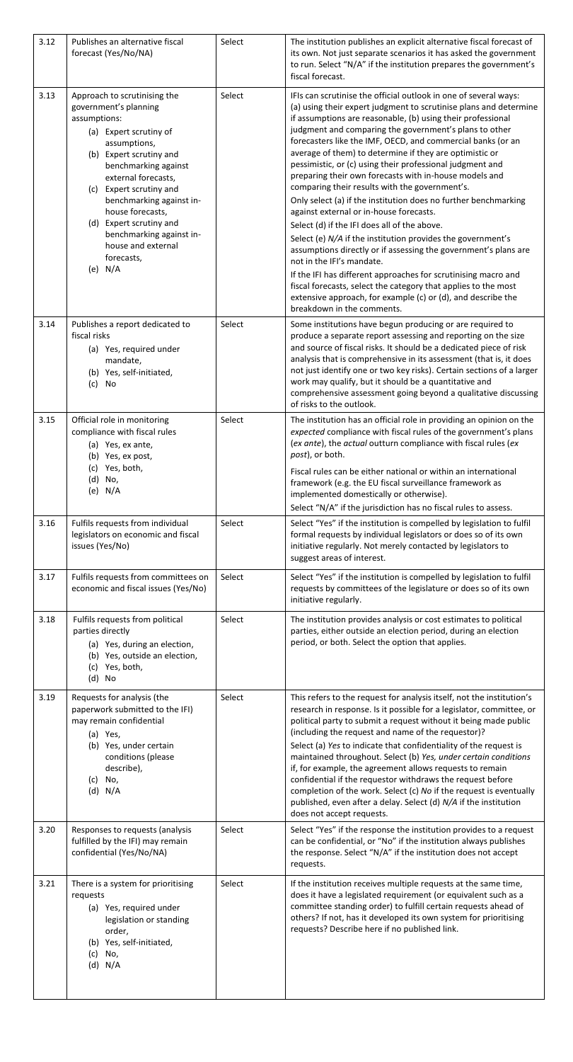| | | | |
|---|---|---|---|
| 3.12 | Publishes an alternative fiscal forecast (Yes/No/NA) | Select | The institution publishes an explicit alternative fiscal forecast of its own. Not just separate scenarios it has asked the government to run. Select "N/A" if the institution prepares the government's fiscal forecast. |
| 3.13 | Approach to scrutinising the government's planning assumptions:<br>(a) Expert scrutiny of assumptions,<br>(b) Expert scrutiny and benchmarking against external forecasts,<br>(c) Expert scrutiny and benchmarking against in-house forecasts,<br>(d) Expert scrutiny and benchmarking against in-house and external forecasts,<br>(e) N/A | Select | IFIs can scrutinise the official outlook in one of several ways: (a) using their expert judgment to scrutinise plans and determine if assumptions are reasonable, (b) using their professional judgment and comparing the government's plans to other forecasters like the IMF, OECD, and commercial banks (or an average of them) to determine if they are optimistic or pessimistic, or (c) using their professional judgment and preparing their own forecasts with in-house models and comparing their results with the government's.<br>Only select (a) if the institution does no further benchmarking against external or in-house forecasts.<br>Select (d) if the IFI does all of the above.<br>Select (e) *N/A* if the institution provides the government's assumptions directly or if assessing the government's plans are not in the IFI's mandate.<br>If the IFI has different approaches for scrutinising macro and fiscal forecasts, select the category that applies to the most extensive approach, for example (c) or (d), and describe the breakdown in the comments. |
| 3.14 | Publishes a report dedicated to fiscal risks<br>(a) Yes, required under mandate,<br>(b) Yes, self-initiated,<br>(c) No | Select | Some institutions have begun producing or are required to produce a separate report assessing and reporting on the size and source of fiscal risks. It should be a dedicated piece of risk analysis that is comprehensive in its assessment (that is, it does not just identify one or two key risks). Certain sections of a larger work may qualify, but it should be a quantitative and comprehensive assessment going beyond a qualitative discussing of risks to the outlook. |
| 3.15 | Official role in monitoring compliance with fiscal rules<br>(a) Yes, ex ante,<br>(b) Yes, ex post,<br>(c) Yes, both,<br>(d) No,<br>(e) N/A | Select | The institution has an official role in providing an opinion on the *expected* compliance with fiscal rules of the government's plans (*ex ante*), the *actual* outturn compliance with fiscal rules (*ex post*), or both.<br>Fiscal rules can be either national or within an international framework (e.g. the EU fiscal surveillance framework as implemented domestically or otherwise).<br>Select "N/A" if the jurisdiction has no fiscal rules to assess. |
| 3.16 | Fulfils requests from individual legislators on economic and fiscal issues (Yes/No) | Select | Select "Yes" if the institution is compelled by legislation to fulfil formal requests by individual legislators or does so of its own initiative regularly. Not merely contacted by legislators to suggest areas of interest. |
| 3.17 | Fulfils requests from committees on economic and fiscal issues (Yes/No) | Select | Select "Yes" if the institution is compelled by legislation to fulfil requests by committees of the legislature or does so of its own initiative regularly. |
| 3.18 | Fulfils requests from political parties directly<br>(a) Yes, during an election,<br>(b) Yes, outside an election,<br>(c) Yes, both,<br>(d) No | Select | The institution provides analysis or cost estimates to political parties, either outside an election period, during an election period, or both. Select the option that applies. |
| 3.19 | Requests for analysis (the paperwork submitted to the IFI) may remain confidential<br>(a) Yes,<br>(b) Yes, under certain conditions (please describe),<br>(c) No,<br>(d) N/A | Select | This refers to the request for analysis itself, not the institution's research in response. Is it possible for a legislator, committee, or political party to submit a request without it being made public (including the request and name of the requestor)?<br>Select (a) *Yes* to indicate that confidentiality of the request is maintained throughout. Select (b) *Yes, under certain conditions* if, for example, the agreement allows requests to remain confidential if the requestor withdraws the request before completion of the work. Select (c) *No* if the request is eventually published, even after a delay. Select (d) *N/A* if the institution does not accept requests. |
| 3.20 | Responses to requests (analysis fulfilled by the IFI) may remain confidential (Yes/No/NA) | Select | Select "Yes" if the response the institution provides to a request can be confidential, or "No" if the institution always publishes the response. Select "N/A" if the institution does not accept requests. |
| 3.21 | There is a system for prioritising requests<br>(a) Yes, required under legislation or standing order,<br>(b) Yes, self-initiated,<br>(c) No,<br>(d) N/A | Select | If the institution receives multiple requests at the same time, does it have a legislated requirement (or equivalent such as a committee standing order) to fulfill certain requests ahead of others? If not, has it developed its own system for prioritising requests? Describe here if no published link. |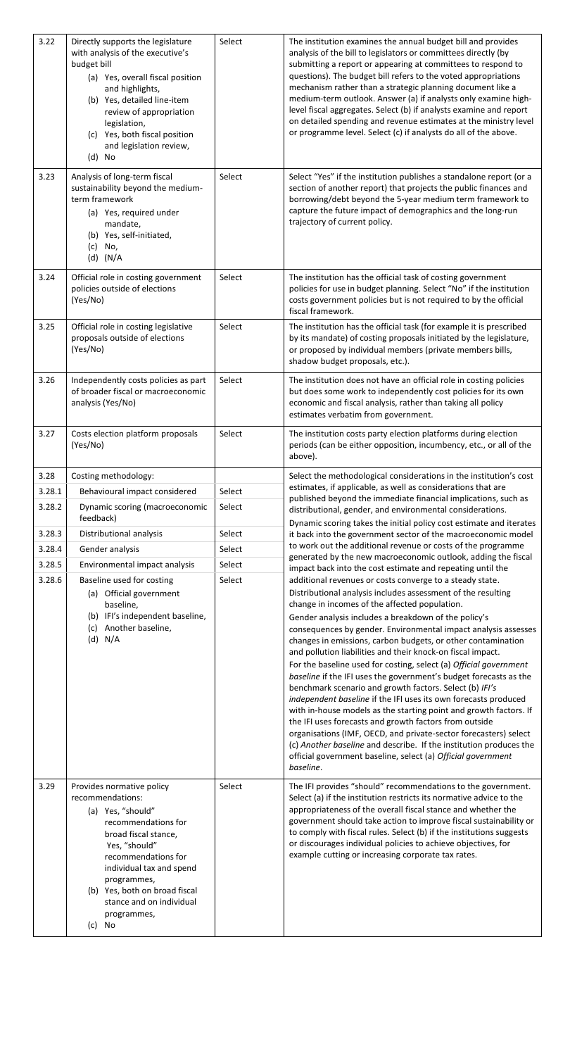| | | | |
|---|---|---|---|
| 3.22 | Directly supports the legislature with analysis of the executive's budget bill<br>(a) Yes, overall fiscal position and highlights,<br>(b) Yes, detailed line-item review of appropriation legislation,<br>(c) Yes, both fiscal position and legislation review,<br>(d) No | Select | The institution examines the annual budget bill and provides analysis of the bill to legislators or committees directly (by submitting a report or appearing at committees to respond to questions). The budget bill refers to the voted appropriations mechanism rather than a strategic planning document like a medium-term outlook. Answer (a) if analysts only examine high-level fiscal aggregates. Select (b) if analysts examine and report on detailed spending and revenue estimates at the ministry level or programme level. Select (c) if analysts do all of the above. |
| 3.23 | Analysis of long-term fiscal sustainability beyond the medium-term framework<br>(a) Yes, required under mandate,<br>(b) Yes, self-initiated,<br>(c) No,<br>(d) (N/A | Select | Select "Yes" if the institution publishes a standalone report (or a section of another report) that projects the public finances and borrowing/debt beyond the 5-year medium term framework to capture the future impact of demographics and the long-run trajectory of current policy. |
| 3.24 | Official role in costing government policies outside of elections (Yes/No) | Select | The institution has the official task of costing government policies for use in budget planning. Select "No" if the institution costs government policies but is not required to by the official fiscal framework. |
| 3.25 | Official role in costing legislative proposals outside of elections (Yes/No) | Select | The institution has the official task (for example it is prescribed by its mandate) of costing proposals initiated by the legislature, or proposed by individual members (private members bills, shadow budget proposals, etc.). |
| 3.26 | Independently costs policies as part of broader fiscal or macroeconomic analysis (Yes/No) | Select | The institution does not have an official role in costing policies but does some work to independently cost policies for its own economic and fiscal analysis, rather than taking all policy estimates verbatim from government. |
| 3.27 | Costs election platform proposals (Yes/No) | Select | The institution costs party election platforms during election periods (can be either opposition, incumbency, etc., or all of the above). |
| 3.28 | Costing methodology: | | Select the methodological considerations in the institution's cost estimates, if applicable, as well as considerations that are published beyond the immediate financial implications, such as distributional, gender, and environmental considerations.<br>Dynamic scoring takes the initial policy cost estimate and iterates it back into the government sector of the macroeconomic model to work out the additional revenue or costs of the programme generated by the new macroeconomic outlook, adding the fiscal impact back into the cost estimate and repeating until the additional revenues or costs converge to a steady state.<br>Distributional analysis includes assessment of the resulting change in incomes of the affected population.<br>Gender analysis includes a breakdown of the policy's consequences by gender. Environmental impact analysis assesses changes in emissions, carbon budgets, or other contamination and pollution liabilities and their knock-on fiscal impact.<br>For the baseline used for costing, select (a) *Official government baseline* if the IFI uses the government's budget forecasts as the benchmark scenario and growth factors. Select (b) *IFI's independent baseline* if the IFI uses its own forecasts produced with in-house models as the starting point and growth factors. If the IFI uses forecasts and growth factors from outside organisations (IMF, OECD, and private-sector forecasters) select (c) *Another baseline* and describe. If the institution produces the official government baseline, select (a) *Official government baseline*. |
| 3.28.1 | Behavioural impact considered | Select | |
| 3.28.2 | Dynamic scoring (macroeconomic feedback) | Select | |
| 3.28.3 | Distributional analysis | Select | |
| 3.28.4 | Gender analysis | Select | |
| 3.28.5 | Environmental impact analysis | Select | |
| 3.28.6 | Baseline used for costing<br>(a) Official government baseline,<br>(b) IFI's independent baseline,<br>(c) Another baseline,<br>(d) N/A | Select | |
| 3.29 | Provides normative policy recommendations:<br>(a) Yes, "should" recommendations for broad fiscal stance, Yes, "should" recommendations for individual tax and spend programmes,<br>(b) Yes, both on broad fiscal stance and on individual programmes,<br>(c) No | Select | The IFI provides "should" recommendations to the government. Select (a) if the institution restricts its normative advice to the appropriateness of the overall fiscal stance and whether the government should take action to improve fiscal sustainability or to comply with fiscal rules. Select (b) if the institutions suggests or discourages individual policies to achieve objectives, for example cutting or increasing corporate tax rates. |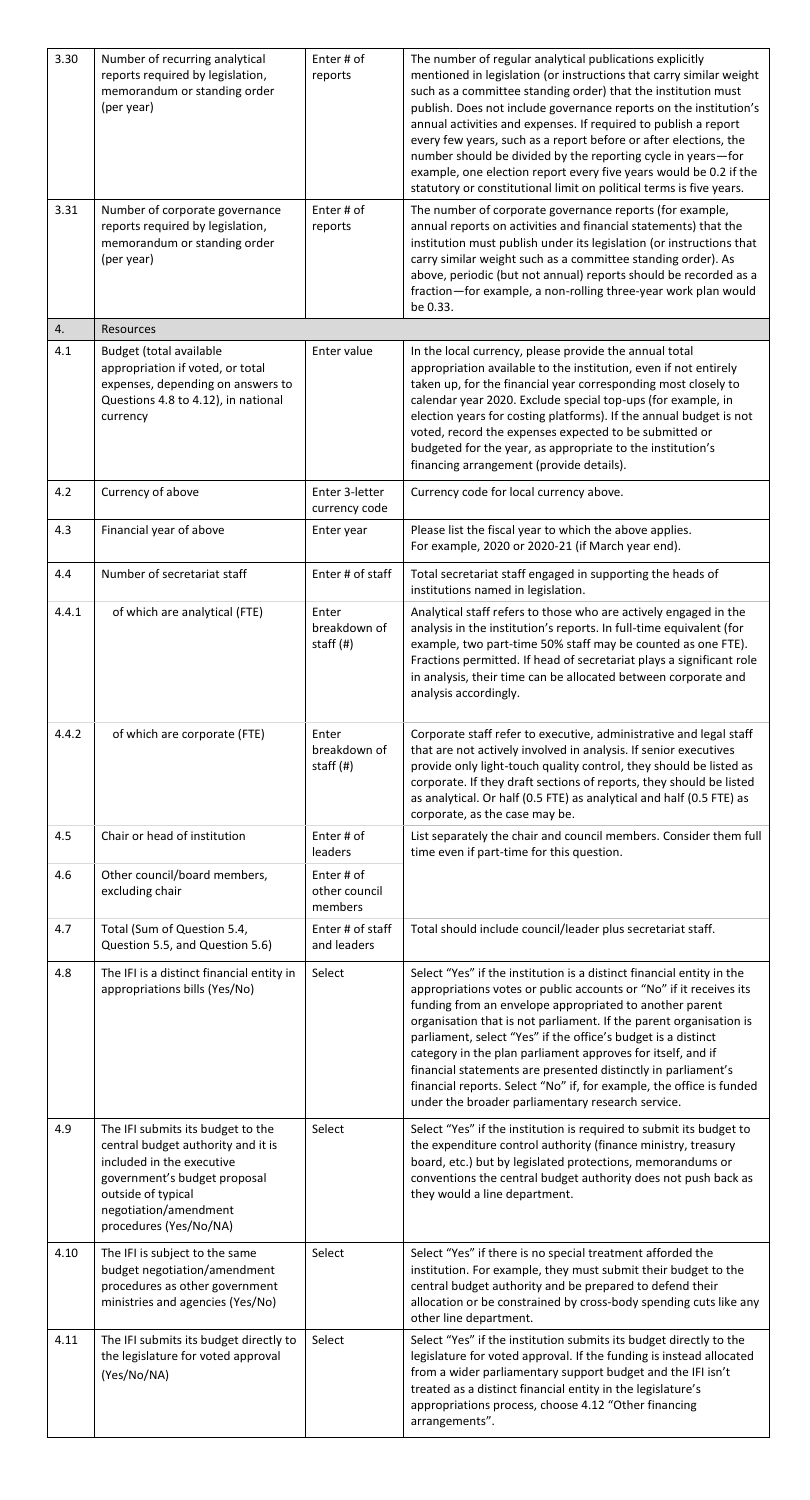| | | | |
|---|---|---|---|
| 3.30 | Number of recurring analytical reports required by legislation, memorandum or standing order (per year) | Enter # of reports | The number of regular analytical publications explicitly mentioned in legislation (or instructions that carry similar weight such as a committee standing order) that the institution must publish. Does not include governance reports on the institution's annual activities and expenses. If required to publish a report every few years, such as a report before or after elections, the number should be divided by the reporting cycle in years—for example, one election report every five years would be 0.2 if the statutory or constitutional limit on political terms is five years. |
| 3.31 | Number of corporate governance reports required by legislation, memorandum or standing order (per year) | Enter # of reports | The number of corporate governance reports (for example, annual reports on activities and financial statements) that the institution must publish under its legislation (or instructions that carry similar weight such as a committee standing order). As above, periodic (but not annual) reports should be recorded as a fraction—for example, a non-rolling three-year work plan would be 0.33. |
| 4. | Resources | | |
| 4.1 | Budget (total available appropriation if voted, or total expenses, depending on answers to Questions 4.8 to 4.12), in national currency | Enter value | In the local currency, please provide the annual total appropriation available to the institution, even if not entirely taken up, for the financial year corresponding most closely to calendar year 2020. Exclude special top-ups (for example, in election years for costing platforms). If the annual budget is not voted, record the expenses expected to be submitted or budgeted for the year, as appropriate to the institution's financing arrangement (provide details). |
| 4.2 | Currency of above | Enter 3-letter currency code | Currency code for local currency above. |
| 4.3 | Financial year of above | Enter year | Please list the fiscal year to which the above applies. For example, 2020 or 2020-21 (if March year end). |
| 4.4 | Number of secretariat staff | Enter # of staff | Total secretariat staff engaged in supporting the heads of institutions named in legislation. |
| 4.4.1 | of which are analytical (FTE) | Enter breakdown of staff (#) | Analytical staff refers to those who are actively engaged in the analysis in the institution's reports. In full-time equivalent (for example, two part-time 50% staff may be counted as one FTE). Fractions permitted. If head of secretariat plays a significant role in analysis, their time can be allocated between corporate and analysis accordingly. |
| 4.4.2 | of which are corporate (FTE) | Enter breakdown of staff (#) | Corporate staff refer to executive, administrative and legal staff that are not actively involved in analysis. If senior executives provide only light-touch quality control, they should be listed as corporate. If they draft sections of reports, they should be listed as analytical. Or half (0.5 FTE) as analytical and half (0.5 FTE) as corporate, as the case may be. |
| 4.5 | Chair or head of institution | Enter # of leaders | List separately the chair and council members. Consider them full time even if part-time for this question. |
| 4.6 | Other council/board members, excluding chair | Enter # of other council members | |
| 4.7 | Total (Sum of Question 5.4, Question 5.5, and Question 5.6) | Enter # of staff and leaders | Total should include council/leader plus secretariat staff. |
| 4.8 | The IFI is a distinct financial entity in appropriations bills (Yes/No) | Select | Select "Yes" if the institution is a distinct financial entity in the appropriations votes or public accounts or "No" if it receives its funding from an envelope appropriated to another parent organisation that is not parliament. If the parent organisation is parliament, select "Yes" if the office's budget is a distinct category in the plan parliament approves for itself, and if financial statements are presented distinctly in parliament's financial reports. Select "No" if, for example, the office is funded under the broader parliamentary research service. |
| 4.9 | The IFI submits its budget to the central budget authority and it is included in the executive government's budget proposal outside of typical negotiation/amendment procedures (Yes/No/NA) | Select | Select "Yes" if the institution is required to submit its budget to the expenditure control authority (finance ministry, treasury board, etc.) but by legislated protections, memorandums or conventions the central budget authority does not push back as they would a line department. |
| 4.10 | The IFI is subject to the same budget negotiation/amendment procedures as other government ministries and agencies (Yes/No) | Select | Select "Yes" if there is no special treatment afforded the institution. For example, they must submit their budget to the central budget authority and be prepared to defend their allocation or be constrained by cross-body spending cuts like any other line department. |
| 4.11 | The IFI submits its budget directly to the legislature for voted approval (Yes/No/NA) | Select | Select "Yes" if the institution submits its budget directly to the legislature for voted approval. If the funding is instead allocated from a wider parliamentary support budget and the IFI isn't treated as a distinct financial entity in the legislature's appropriations process, choose 4.12 "Other financing arrangements". |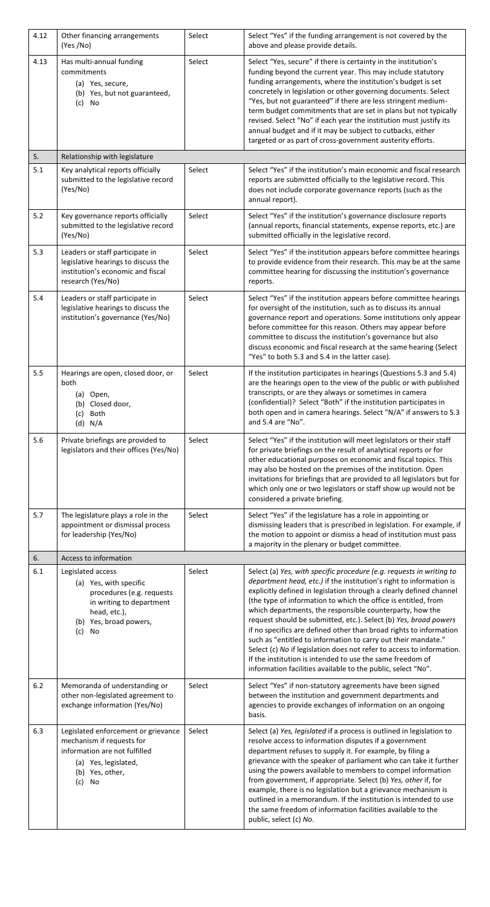| | | | |
|---|---|---|---|
| 4.12 | Other financing arrangements (Yes /No) | Select | Select "Yes" if the funding arrangement is not covered by the above and please provide details. |
| 4.13 | Has multi-annual funding commitments<br>(a) Yes, secure,<br>(b) Yes, but not guaranteed,<br>(c) No | Select | Select "Yes, secure" if there is certainty in the institution's funding beyond the current year. This may include statutory funding arrangements, where the institution's budget is set concretely in legislation or other governing documents. Select "Yes, but not guaranteed" if there are less stringent medium-term budget commitments that are set in plans but not typically revised. Select "No" if each year the institution must justify its annual budget and if it may be subject to cutbacks, either targeted or as part of cross-government austerity efforts. |
| 5. | Relationship with legislature | | |
| 5.1 | Key analytical reports officially submitted to the legislative record (Yes/No) | Select | Select "Yes" if the institution's main economic and fiscal research reports are submitted officially to the legislative record. This does not include corporate governance reports (such as the annual report). |
| 5.2 | Key governance reports officially submitted to the legislative record (Yes/No) | Select | Select "Yes" if the institution's governance disclosure reports (annual reports, financial statements, expense reports, etc.) are submitted officially in the legislative record. |
| 5.3 | Leaders or staff participate in legislative hearings to discuss the institution's economic and fiscal research (Yes/No) | Select | Select "Yes" if the institution appears before committee hearings to provide evidence from their research. This may be at the same committee hearing for discussing the institution's governance reports. |
| 5.4 | Leaders or staff participate in legislative hearings to discuss the institution's governance (Yes/No) | Select | Select "Yes" if the institution appears before committee hearings for oversight of the institution, such as to discuss its annual governance report and operations. Some institutions only appear before committee for this reason. Others may appear before committee to discuss the institution's governance but also discuss economic and fiscal research at the same hearing (Select "Yes" to both 5.3 and 5.4 in the latter case). |
| 5.5 | Hearings are open, closed door, or both<br>(a) Open,<br>(b) Closed door,<br>(c) Both<br>(d) N/A | Select | If the institution participates in hearings (Questions 5.3 and 5.4) are the hearings open to the view of the public or with published transcripts, or are they always or sometimes in camera (confidential)? Select "Both" if the institution participates in both open and in camera hearings. Select "N/A" if answers to 5.3 and 5.4 are "No". |
| 5.6 | Private briefings are provided to legislators and their offices (Yes/No) | Select | Select "Yes" if the institution will meet legislators or their staff for private briefings on the result of analytical reports or for other educational purposes on economic and fiscal topics. This may also be hosted on the premises of the institution. Open invitations for briefings that are provided to all legislators but for which only one or two legislators or staff show up would not be considered a private briefing. |
| 5.7 | The legislature plays a role in the appointment or dismissal process for leadership (Yes/No) | Select | Select "Yes" if the legislature has a role in appointing or dismissing leaders that is prescribed in legislation. For example, if the motion to appoint or dismiss a head of institution must pass a majority in the plenary or budget committee. |
| 6. | Access to information | | |
| 6.1 | Legislated access<br>(a) Yes, with specific procedures (e.g. requests in writing to department head, etc.),<br>(b) Yes, broad powers,<br>(c) No | Select | Select (a) *Yes, with specific procedure (e.g. requests in writing to department head, etc.)* if the institution's right to information is explicitly defined in legislation through a clearly defined channel (the type of information to which the office is entitled, from which departments, the responsible counterparty, how the request should be submitted, etc.). Select (b) *Yes, broad powers* if no specifics are defined other than broad rights to information such as "entitled to information to carry out their mandate." Select (c) *No* if legislation does not refer to access to information. If the institution is intended to use the same freedom of information facilities available to the public, select "No". |
| 6.2 | Memoranda of understanding or other non-legislated agreement to exchange information (Yes/No) | Select | Select "Yes" if non-statutory agreements have been signed between the institution and government departments and agencies to provide exchanges of information on an ongoing basis. |
| 6.3 | Legislated enforcement or grievance mechanism if requests for information are not fulfilled<br>(a) Yes, legislated,<br>(b) Yes, other,<br>(c) No | Select | Select (a) *Yes, legislated* if a process is outlined in legislation to resolve access to information disputes if a government department refuses to supply it. For example, by filing a grievance with the speaker of parliament who can take it further using the powers available to members to compel information from government, if appropriate. Select (b) *Yes, other* if, for example, there is no legislation but a grievance mechanism is outlined in a memorandum. If the institution is intended to use the same freedom of information facilities available to the public, select (c) *No*. |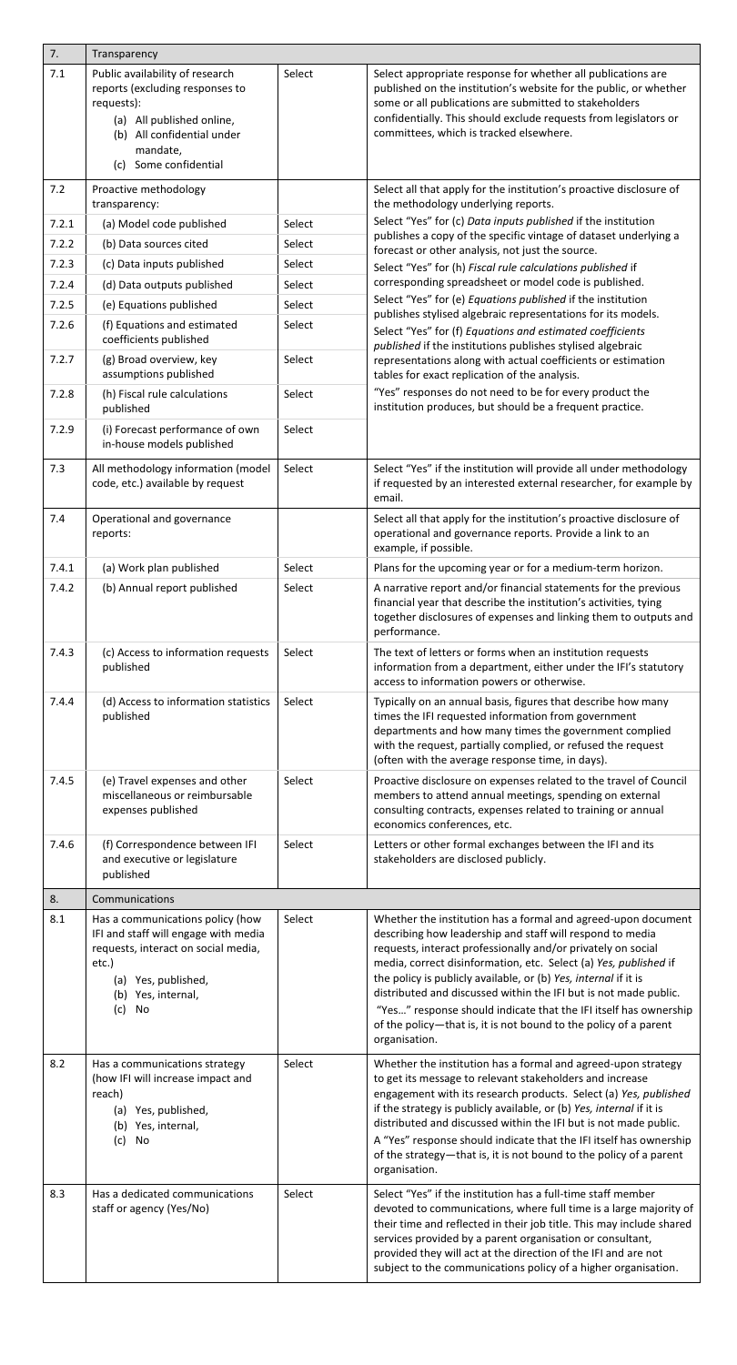| 7. | Transparency | | |
|---|---|---|---|
| 7.1 | Public availability of research reports (excluding responses to requests): (a) All published online, (b) All confidential under mandate, (c) Some confidential | Select | Select appropriate response for whether all publications are published on the institution's website for the public, or whether some or all publications are submitted to stakeholders confidentially. This should exclude requests from legislators or committees, which is tracked elsewhere. |
| 7.2 | Proactive methodology transparency: | | Select all that apply for the institution's proactive disclosure of the methodology underlying reports. Select "Yes" for (c) *Data inputs published* if the institution publishes a copy of the specific vintage of dataset underlying a forecast or other analysis, not just the source. Select "Yes" for (h) *Fiscal rule calculations published* if corresponding spreadsheet or model code is published. Select "Yes" for (e) *Equations published* if the institution publishes stylised algebraic representations for its models. Select "Yes" for (f) *Equations and estimated coefficients published* if the institutions publishes stylised algebraic representations along with actual coefficients or estimation tables for exact replication of the analysis. "Yes" responses do not need to be for every product the institution produces, but should be a frequent practice. |
| 7.2.1 | (a) Model code published | Select | |
| 7.2.2 | (b) Data sources cited | Select | |
| 7.2.3 | (c) Data inputs published | Select | |
| 7.2.4 | (d) Data outputs published | Select | |
| 7.2.5 | (e) Equations published | Select | |
| 7.2.6 | (f) Equations and estimated coefficients published | Select | |
| 7.2.7 | (g) Broad overview, key assumptions published | Select | |
| 7.2.8 | (h) Fiscal rule calculations published | Select | |
| 7.2.9 | (i) Forecast performance of own in-house models published | Select | |
| 7.3 | All methodology information (model code, etc.) available by request | Select | Select "Yes" if the institution will provide all under methodology if requested by an interested external researcher, for example by email. |
| 7.4 | Operational and governance reports: | | Select all that apply for the institution's proactive disclosure of operational and governance reports. Provide a link to an example, if possible. |
| 7.4.1 | (a) Work plan published | Select | Plans for the upcoming year or for a medium-term horizon. |
| 7.4.2 | (b) Annual report published | Select | A narrative report and/or financial statements for the previous financial year that describe the institution's activities, tying together disclosures of expenses and linking them to outputs and performance. |
| 7.4.3 | (c) Access to information requests published | Select | The text of letters or forms when an institution requests information from a department, either under the IFI's statutory access to information powers or otherwise. |
| 7.4.4 | (d) Access to information statistics published | Select | Typically on an annual basis, figures that describe how many times the IFI requested information from government departments and how many times the government complied with the request, partially complied, or refused the request (often with the average response time, in days). |
| 7.4.5 | (e) Travel expenses and other miscellaneous or reimbursable expenses published | Select | Proactive disclosure on expenses related to the travel of Council members to attend annual meetings, spending on external consulting contracts, expenses related to training or annual economics conferences, etc. |
| 7.4.6 | (f) Correspondence between IFI and executive or legislature published | Select | Letters or other formal exchanges between the IFI and its stakeholders are disclosed publicly. |
| 8. | Communications | | |
| 8.1 | Has a communications policy (how IFI and staff will engage with media requests, interact on social media, etc.) (a) Yes, published, (b) Yes, internal, (c) No | Select | Whether the institution has a formal and agreed-upon document describing how leadership and staff will respond to media requests, interact professionally and/or privately on social media, correct disinformation, etc. Select (a) *Yes, published* if the policy is publicly available, or (b) *Yes, internal* if it is distributed and discussed within the IFI but is not made public. "Yes..." response should indicate that the IFI itself has ownership of the policy—that is, it is not bound to the policy of a parent organisation. |
| 8.2 | Has a communications strategy (how IFI will increase impact and reach) (a) Yes, published, (b) Yes, internal, (c) No | Select | Whether the institution has a formal and agreed-upon strategy to get its message to relevant stakeholders and increase engagement with its research products. Select (a) *Yes, published* if the strategy is publicly available, or (b) *Yes, internal* if it is distributed and discussed within the IFI but is not made public. A "Yes" response should indicate that the IFI itself has ownership of the strategy—that is, it is not bound to the policy of a parent organisation. |
| 8.3 | Has a dedicated communications staff or agency (Yes/No) | Select | Select "Yes" if the institution has a full-time staff member devoted to communications, where full time is a large majority of their time and reflected in their job title. This may include shared services provided by a parent organisation or consultant, provided they will act at the direction of the IFI and are not subject to the communications policy of a higher organisation. |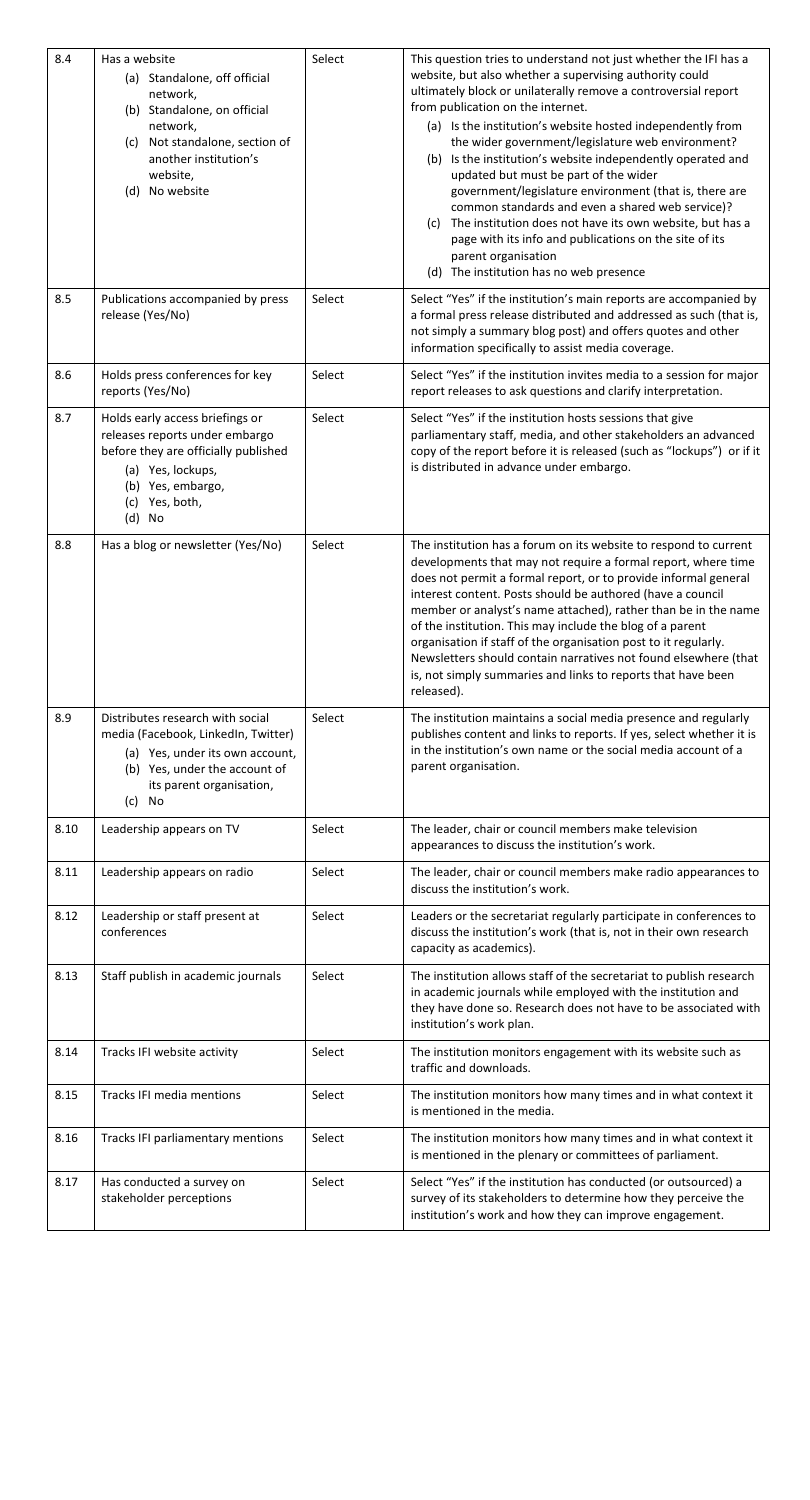| 8.4 | Has a website (a) Standalone, off official network, (b) Standalone, on official network, (c) Not standalone, section of another institution's website, (d) No website | Select | This question tries to understand not just whether the IFI has a website, but also whether a supervising authority could ultimately block or unilaterally remove a controversial report from publication on the internet. (a) Is the institution's website hosted independently from the wider government/legislature web environment? (b) Is the institution's website independently operated and updated but must be part of the wider government/legislature environment (that is, there are common standards and even a shared web service)? (c) The institution does not have its own website, but has a page with its info and publications on the site of its parent organisation (d) The institution has no web presence |
|---|---|---|---|
| 8.5 | Publications accompanied by press release (Yes/No) | Select | Select "Yes" if the institution's main reports are accompanied by a formal press release distributed and addressed as such (that is, not simply a summary blog post) and offers quotes and other information specifically to assist media coverage. |
| 8.6 | Holds press conferences for key reports (Yes/No) | Select | Select "Yes" if the institution invites media to a session for major report releases to ask questions and clarify interpretation. |
| 8.7 | Holds early access briefings or releases reports under embargo before they are officially published (a) Yes, lockups, (b) Yes, embargo, (c) Yes, both, (d) No | Select | Select "Yes" if the institution hosts sessions that give parliamentary staff, media, and other stakeholders an advanced copy of the report before it is released (such as "lockups") or if it is distributed in advance under embargo. |
| 8.8 | Has a blog or newsletter (Yes/No) | Select | The institution has a forum on its website to respond to current developments that may not require a formal report, where time does not permit a formal report, or to provide informal general interest content. Posts should be authored (have a council member or analyst's name attached), rather than be in the name of the institution. This may include the blog of a parent organisation if staff of the organisation post to it regularly. Newsletters should contain narratives not found elsewhere (that is, not simply summaries and links to reports that have been released). |
| 8.9 | Distributes research with social media (Facebook, LinkedIn, Twitter) (a) Yes, under its own account, (b) Yes, under the account of its parent organisation, (c) No | Select | The institution maintains a social media presence and regularly publishes content and links to reports. If yes, select whether it is in the institution's own name or the social media account of a parent organisation. |
| 8.10 | Leadership appears on TV | Select | The leader, chair or council members make television appearances to discuss the institution's work. |
| 8.11 | Leadership appears on radio | Select | The leader, chair or council members make radio appearances to discuss the institution's work. |
| 8.12 | Leadership or staff present at conferences | Select | Leaders or the secretariat regularly participate in conferences to discuss the institution's work (that is, not in their own research capacity as academics). |
| 8.13 | Staff publish in academic journals | Select | The institution allows staff of the secretariat to publish research in academic journals while employed with the institution and they have done so. Research does not have to be associated with institution's work plan. |
| 8.14 | Tracks IFI website activity | Select | The institution monitors engagement with its website such as traffic and downloads. |
| 8.15 | Tracks IFI media mentions | Select | The institution monitors how many times and in what context it is mentioned in the media. |
| 8.16 | Tracks IFI parliamentary mentions | Select | The institution monitors how many times and in what context it is mentioned in the plenary or committees of parliament. |
| 8.17 | Has conducted a survey on stakeholder perceptions | Select | Select "Yes" if the institution has conducted (or outsourced) a survey of its stakeholders to determine how they perceive the institution's work and how they can improve engagement. |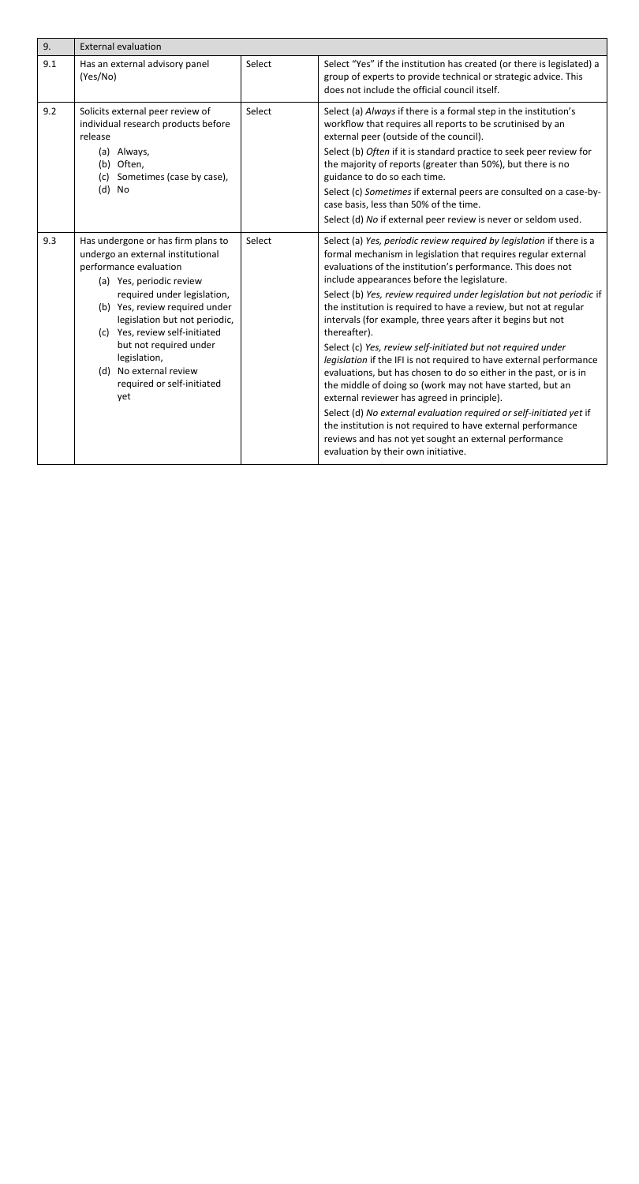| 9. | External evaluation | | |
|---|---|---|---|
| 9.1 | Has an external advisory panel (Yes/No) | Select | Select "Yes" if the institution has created (or there is legislated) a group of experts to provide technical or strategic advice. This does not include the official council itself. |
| 9.2 | Solicits external peer review of individual research products before release<br>(a) Always,<br>(b) Often,<br>(c) Sometimes (case by case),<br>(d) No | Select | Select (a) *Always* if there is a formal step in the institution's workflow that requires all reports to be scrutinised by an external peer (outside of the council).<br>Select (b) *Often* if it is standard practice to seek peer review for the majority of reports (greater than 50%), but there is no guidance to do so each time.<br>Select (c) *Sometimes* if external peers are consulted on a case-by-case basis, less than 50% of the time.<br>Select (d) *No* if external peer review is never or seldom used. |
| 9.3 | Has undergone or has firm plans to undergo an external institutional performance evaluation<br>(a) Yes, periodic review required under legislation,<br>(b) Yes, review required under legislation but not periodic,<br>(c) Yes, review self-initiated but not required under legislation,<br>(d) No external review required or self-initiated yet | Select | Select (a) *Yes, periodic review required by legislation* if there is a formal mechanism in legislation that requires regular external evaluations of the institution's performance. This does not include appearances before the legislature.<br>Select (b) *Yes, review required under legislation but not periodic* if the institution is required to have a review, but not at regular intervals (for example, three years after it begins but not thereafter).<br>Select (c) *Yes, review self-initiated but not required under legislation* if the IFI is not required to have external performance evaluations, but has chosen to do so either in the past, or is in the middle of doing so (work may not have started, but an external reviewer has agreed in principle).<br>Select (d) *No external evaluation required or self-initiated yet* if the institution is not required to have external performance reviews and has not yet sought an external performance evaluation by their own initiative. |